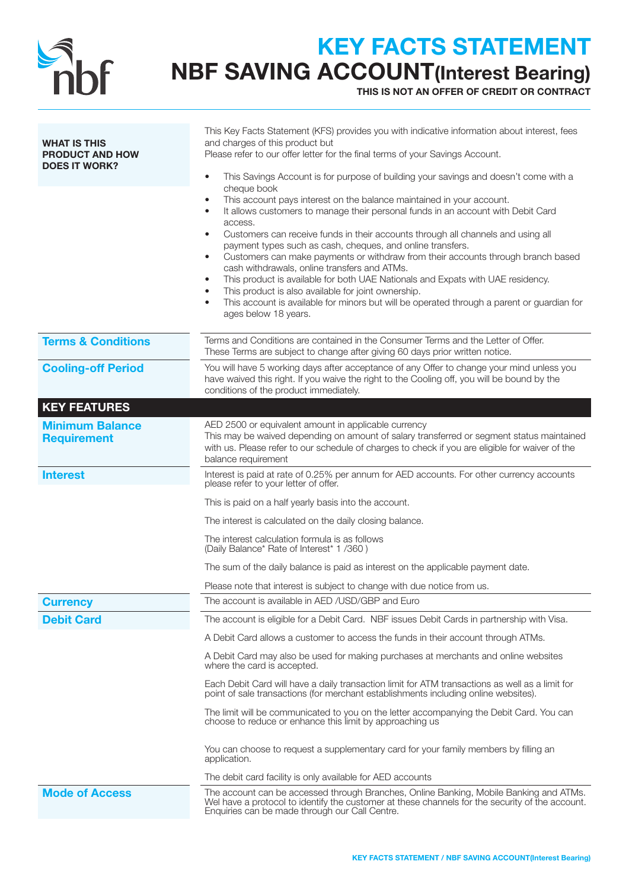# KEY FACTS STATEMENT

## NBF SAVING ACCOUNT(Interest Bearing)

**THIS IS NOT AN OFFER OF CREDIT OR CONTRACT**

**WHAT IS THIS PRODUCT AND HOW DOES IT WORK?**

This Key Facts Statement (KFS) provides you with indicative information about interest, fees and charges of this product but
Please refer to our offer letter for the final terms of your Savings Account.

- This Savings Account is for purpose of building your savings and doesn't come with a cheque book
- This account pays interest on the balance maintained in your account.
- It allows customers to manage their personal funds in an account with Debit Card access.
- Customers can receive funds in their accounts through all channels and using all payment types such as cash, cheques, and online transfers.
- Customers can make payments or withdraw from their accounts through branch based cash withdrawals, online transfers and ATMs.
- This product is available for both UAE Nationals and Expats with UAE residency.
- This product is also available for joint ownership.
- This account is available for minors but will be operated through a parent or guardian for ages below 18 years.

**Terms & Conditions**

Terms and Conditions are contained in the Consumer Terms and the Letter of Offer.
These Terms are subject to change after giving 60 days prior written notice.

**Cooling-off Period**

You will have 5 working days after acceptance of any Offer to change your mind unless you have waived this right. If you waive the right to the Cooling off, you will be bound by the conditions of the product immediately.

## KEY FEATURES

**Minimum Balance Requirement**

AED 2500 or equivalent amount in applicable currency
This may be waived depending on amount of salary transferred or segment status maintained with us. Please refer to our schedule of charges to check if you are eligible for waiver of the balance requirement

**Interest**

Interest is paid at rate of 0.25% per annum for AED accounts. For other currency accounts please refer to your letter of offer.

This is paid on a half yearly basis into the account.

The interest is calculated on the daily closing balance.

The interest calculation formula is as follows
(Daily Balance* Rate of Interest* 1 /360 )

The sum of the daily balance is paid as interest on the applicable payment date.

Please note that interest is subject to change with due notice from us.

**Currency**

The account is available in AED /USD/GBP and Euro

**Debit Card**

The account is eligible for a Debit Card. NBF issues Debit Cards in partnership with Visa.

A Debit Card allows a customer to access the funds in their account through ATMs.

A Debit Card may also be used for making purchases at merchants and online websites where the card is accepted.

Each Debit Card will have a daily transaction limit for ATM transactions as well as a limit for point of sale transactions (for merchant establishments including online websites).

The limit will be communicated to you on the letter accompanying the Debit Card. You can choose to reduce or enhance this limit by approaching us

You can choose to request a supplementary card for your family members by filling an application.

The debit card facility is only available for AED accounts

**Mode of Access**

The account can be accessed through Branches, Online Banking, Mobile Banking and ATMs. Wel have a protocol to identify the customer at these channels for the security of the account. Enquiries can be made through our Call Centre.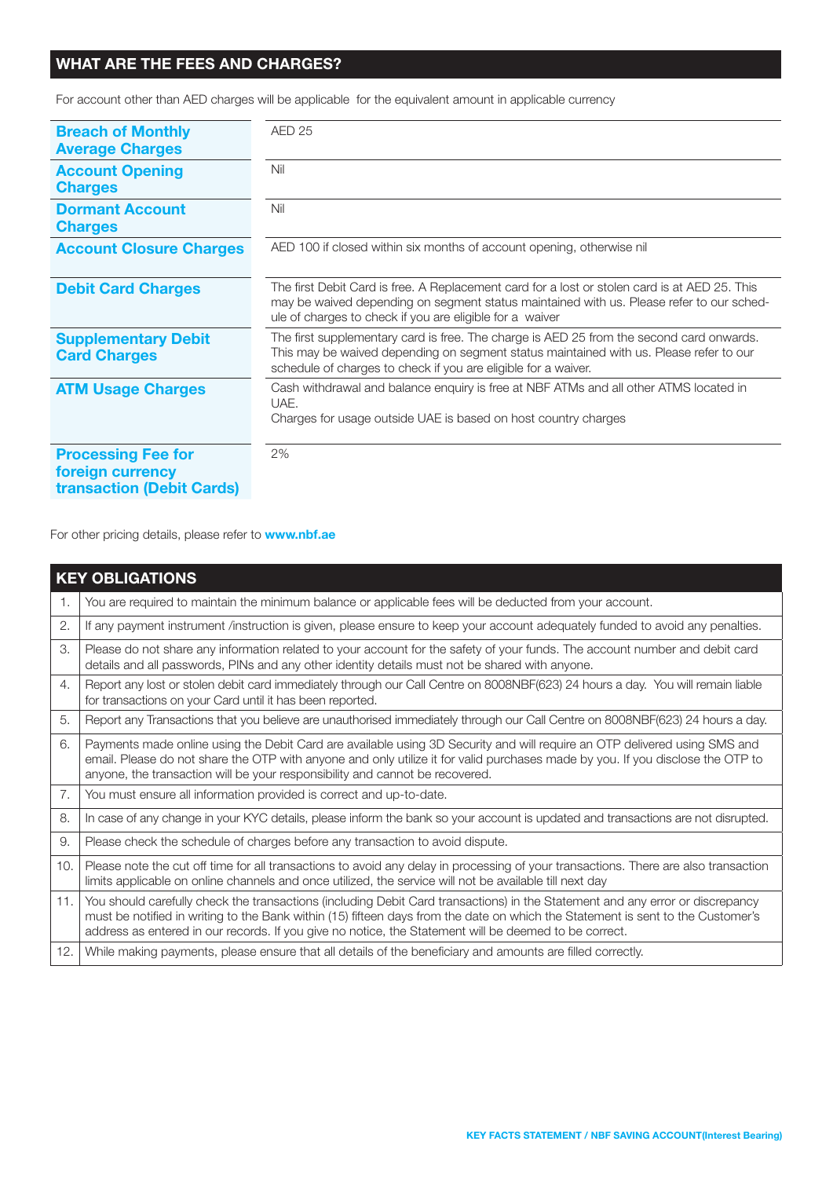## WHAT ARE THE FEES AND CHARGES?

For account other than AED charges will be applicable for the equivalent amount in applicable currency

| | |
|---|---|
| **Breach of Monthly Average Charges** | AED 25 |
| **Account Opening Charges** | Nil |
| **Dormant Account Charges** | Nil |
| **Account Closure Charges** | AED 100 if closed within six months of account opening, otherwise nil |
| **Debit Card Charges** | The first Debit Card is free. A Replacement card for a lost or stolen card is at AED 25. This may be waived depending on segment status maintained with us. Please refer to our schedule of charges to check if you are eligible for a waiver |
| **Supplementary Debit Card Charges** | The first supplementary card is free. The charge is AED 25 from the second card onwards. This may be waived depending on segment status maintained with us. Please refer to our schedule of charges to check if you are eligible for a waiver. |
| **ATM Usage Charges** | Cash withdrawal and balance enquiry is free at NBF ATMs and all other ATMS located in UAE.<br>Charges for usage outside UAE is based on host country charges |
| **Processing Fee for foreign currency transaction (Debit Cards)** | 2% |

For other pricing details, please refer to **www.nbf.ae**

## KEY OBLIGATIONS

| | |
|---|---|
| 1. | You are required to maintain the minimum balance or applicable fees will be deducted from your account. |
| 2. | If any payment instrument /instruction is given, please ensure to keep your account adequately funded to avoid any penalties. |
| 3. | Please do not share any information related to your account for the safety of your funds. The account number and debit card details and all passwords, PINs and any other identity details must not be shared with anyone. |
| 4. | Report any lost or stolen debit card immediately through our Call Centre on 8008NBF(623) 24 hours a day. You will remain liable for transactions on your Card until it has been reported. |
| 5. | Report any Transactions that you believe are unauthorised immediately through our Call Centre on 8008NBF(623) 24 hours a day. |
| 6. | Payments made online using the Debit Card are available using 3D Security and will require an OTP delivered using SMS and email. Please do not share the OTP with anyone and only utilize it for valid purchases made by you. If you disclose the OTP to anyone, the transaction will be your responsibility and cannot be recovered. |
| 7. | You must ensure all information provided is correct and up-to-date. |
| 8. | In case of any change in your KYC details, please inform the bank so your account is updated and transactions are not disrupted. |
| 9. | Please check the schedule of charges before any transaction to avoid dispute. |
| 10. | Please note the cut off time for all transactions to avoid any delay in processing of your transactions. There are also transaction limits applicable on online channels and once utilized, the service will not be available till next day |
| 11. | You should carefully check the transactions (including Debit Card transactions) in the Statement and any error or discrepancy must be notified in writing to the Bank within (15) fifteen days from the date on which the Statement is sent to the Customer's address as entered in our records. If you give no notice, the Statement will be deemed to be correct. |
| 12. | While making payments, please ensure that all details of the beneficiary and amounts are filled correctly. |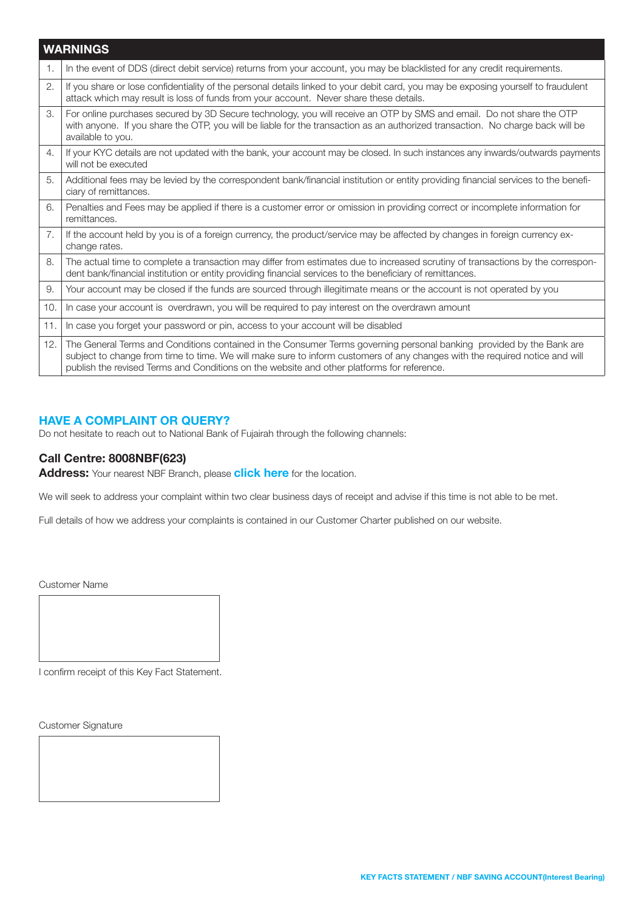| WARNINGS | |
|---|---|
| 1. | In the event of DDS (direct debit service) returns from your account, you may be blacklisted for any credit requirements. |
| 2. | If you share or lose confidentiality of the personal details linked to your debit card, you may be exposing yourself to fraudulent attack which may result is loss of funds from your account. Never share these details. |
| 3. | For online purchases secured by 3D Secure technology, you will receive an OTP by SMS and email. Do not share the OTP with anyone. If you share the OTP, you will be liable for the transaction as an authorized transaction. No charge back will be available to you. |
| 4. | If your KYC details are not updated with the bank, your account may be closed. In such instances any inwards/outwards payments will not be executed |
| 5. | Additional fees may be levied by the correspondent bank/financial institution or entity providing financial services to the beneficiary of remittances. |
| 6. | Penalties and Fees may be applied if there is a customer error or omission in providing correct or incomplete information for remittances. |
| 7. | If the account held by you is of a foreign currency, the product/service may be affected by changes in foreign currency exchange rates. |
| 8. | The actual time to complete a transaction may differ from estimates due to increased scrutiny of transactions by the correspondent bank/financial institution or entity providing financial services to the beneficiary of remittances. |
| 9. | Your account may be closed if the funds are sourced through illegitimate means or the account is not operated by you |
| 10. | In case your account is overdrawn, you will be required to pay interest on the overdrawn amount |
| 11. | In case you forget your password or pin, access to your account will be disabled |
| 12. | The General Terms and Conditions contained in the Consumer Terms governing personal banking provided by the Bank are subject to change from time to time. We will make sure to inform customers of any changes with the required notice and will publish the revised Terms and Conditions on the website and other platforms for reference. |

## HAVE A COMPLAINT OR QUERY?

Do not hesitate to reach out to National Bank of Fujairah through the following channels:

### Call Centre: 8008NBF(623)

**Address:** Your nearest NBF Branch, please **click here** for the location.

We will seek to address your complaint within two clear business days of receipt and advise if this time is not able to be met.

Full details of how we address your complaints is contained in our Customer Charter published on our website.

Customer Name

I confirm receipt of this Key Fact Statement.

Customer Signature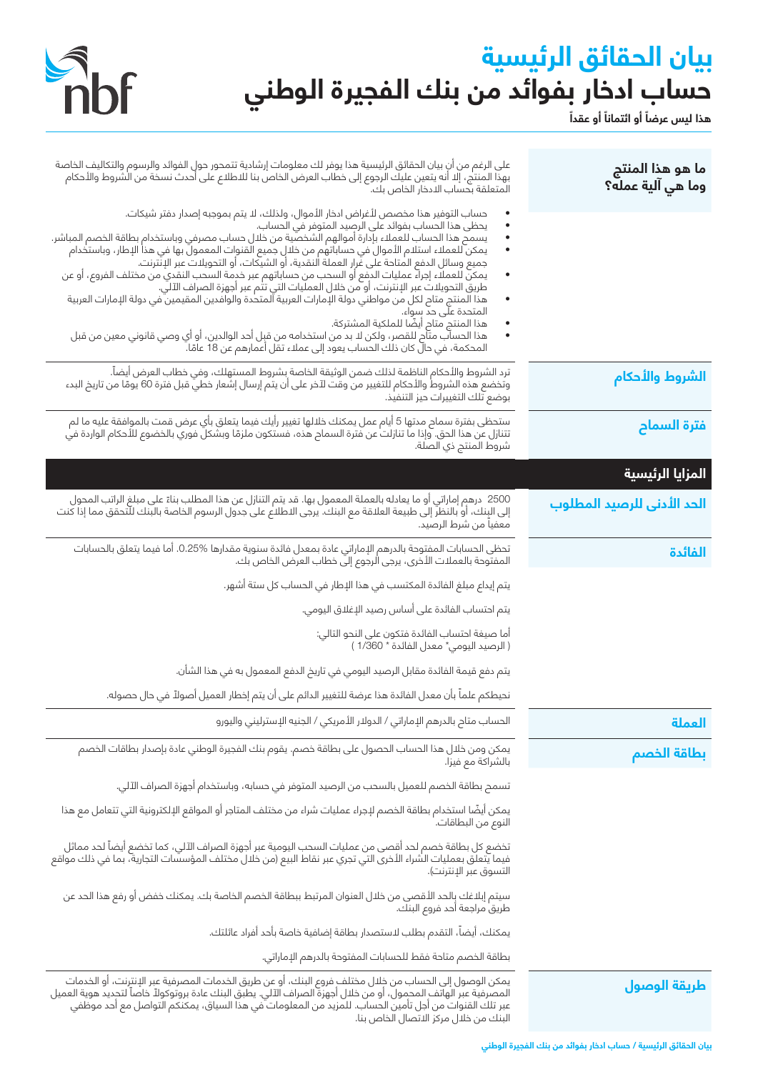# بيان الحقائق الرئيسية

# حساب ادخار بفوائد من بنك الفجيرة الوطني

**هذا ليس عرضاً أو ائتماناً أو عقداً**

## ما هو هذا المنتج وما هي آلية عمله؟

على الرغم من أن بيان الحقائق الرئيسية هذا يوفر لك معلومات إرشادية تتمحور حول الفوائد والرسوم والتكاليف الخاصة بهذا المنتج، إلا أنه يتعين عليك الرجوع إلى خطاب العرض الخاص بنا للاطلاع على أحدث نسخة من الشروط والأحكام المتعلقة بحساب الادخار الخاص بك.

- حساب التوفير هذا مخصص لأغراض ادخار الأموال، ولذلك، لا يتم بموجبه إصدار دفتر شيكات.
- يحظى هذا الحساب بفوائد على الرصيد المتوفر في الحساب.
- يسمح هذا الحساب للعملاء بإدارة أموالهم الشخصية من خلال حساب مصرفي وباستخدام بطاقة الخصم المباشر.
- يمكن للعملاء استلام الأموال في حساباتهم من خلال جميع القنوات المعمول بها في هذا الإطار، وباستخدام جميع وسائل الدفع المتاحة على غرار العملة النقدية، أو الشيكات، أو التحويلات عبر الإنترنت.
- يمكن للعملاء إجراء عمليات الدفع أو السحب من حساباتهم عبر خدمة السحب النقدي من مختلف الفروع، أو عن طريق التحويلات عبر الإنترنت، أو من خلال العمليات التي تتم عبر أجهزة الصراف الآلي.
- هذا المنتج متاح لكل من مواطني دولة الإمارات العربية المتحدة والوافدين المقيمين في دولة الإمارات العربية المتحدة على حد سواء.
- هذا المنتج متاح أيضًا للملكية المشتركة.
- هذا الحساب متاح للقصر، ولكن لا بد من استخدامه من قبل أحد الوالدين، أو أي وصي قانوني معين من قبل المحكمة، في حال كان ذلك الحساب يعود إلى عملاء تقل أعمارهم عن 18 عامًا.

## الشروط والأحكام

ترد الشروط والأحكام الناظمة لذلك ضمن الوثيقة الخاصة بشروط المستهلك، وفي خطاب العرض أيضاً. وتخضع هذه الشروط والأحكام للتغيير من وقت لآخر على أن يتم إرسال إشعار خطي قبل فترة 60 يومًا من تاريخ البدء بوضع تلك التغييرات حيز التنفيذ.

## فترة السماح

ستحظى بفترة سماح مدتها 5 أيام عمل يمكنك خلالها تغيير رأيك فيما يتعلق بأي عرض قمت بالموافقة عليه ما لم تتنازل عن هذا الحق. وإذا ما تنازلت عن فترة السماح هذه، فستكون ملزمًا وبشكل فوري بالخضوع للأحكام الواردة في شروط المنتج ذي الصلة.

## المزايا الرئيسية

### الحد الأدنى للرصيد المطلوب

2500 درهم إماراتي أو ما يعادله بالعملة المعمول بها. قد يتم التنازل عن هذا المطلب بناءً على مبلغ الراتب المحول إلى البنك، أو بالنظر إلى طبيعة العلاقة مع البنك. يرجى الاطلاع على جدول الرسوم الخاصة بالبنك للتحقق مما إذا كنت معفياً من شرط الرصيد.

### الفائدة

تحظى الحسابات المفتوحة بالدرهم الإماراتي عادة بمعدل فائدة سنوية مقدارها 0.25%. أما فيما يتعلق بالحسابات المفتوحة بالعملات الأخرى، يرجى الرجوع إلى خطاب العرض الخاص بك.

يتم إيداع مبلغ الفائدة المكتسب في هذا الإطار في الحساب كل ستة أشهر.

يتم احتساب الفائدة على أساس رصيد الإغلاق اليومي.

أما صيغة احتساب الفائدة فتكون على النحو التالي:
( الرصيد اليومي* معدل الفائدة * 1/360 )

يتم دفع قيمة الفائدة مقابل الرصيد اليومي في تاريخ الدفع المعمول به في هذا الشأن.

نحيطكم علماً بأن معدل الفائدة هذا عرضة للتغيير الدائم على أن يتم إخطار العميل أصولاً في حال حصوله.

### العملة

الحساب متاح بالدرهم الإماراتي / الدولار الأمريكي / الجنيه الإسترليني واليورو

### بطاقة الخصم

يمكن ومن خلال هذا الحساب الحصول على بطاقة خصم. يقوم بنك الفجيرة الوطني عادة بإصدار بطاقات الخصم بالشراكة مع فيزا.

تسمح بطاقة الخصم للعميل بالسحب من الرصيد المتوفر في حسابه، وباستخدام أجهزة الصراف الآلي.

يمكن أيضًا استخدام بطاقة الخصم لإجراء عمليات شراء من مختلف المتاجر أو المواقع الإلكترونية التي تتعامل مع هذا النوع من البطاقات.

تخضع كل بطاقة خصم لحد أقصى من عمليات السحب اليومية عبر أجهزة الصراف الآلي، كما تخضع أيضاً لحد مماثل فيما يتعلق بعمليات الشراء الأخرى التي تجري عبر نقاط البيع (من خلال مختلف المؤسسات التجارية، بما في ذلك مواقع التسوق عبر الإنترنت).

سيتم إبلاغك بالحد الأقصى من خلال العنوان المرتبط ببطاقة الخصم الخاصة بك. يمكنك خفض أو رفع هذا الحد عن طريق مراجعة أحد فروع البنك.

يمكنك، أيضاً، التقدم بطلب لاستصدار بطاقة إضافية خاصة بأحد أفراد عائلتك.

بطاقة الخصم متاحة فقط للحسابات المفتوحة بالدرهم الإماراتي.

### طريقة الوصول

يمكن الوصول إلى الحساب من خلال مختلف فروع البنك، أو عن طريق الخدمات المصرفية عبر الإنترنت، أو الخدمات المصرفية عبر الهاتف المحمول، أو من خلال أجهزة الصراف الآلي. يطبق البنك عادة بروتوكولاً خاصاً لتحديد هوية العميل عبر تلك القنوات من أجل تأمين الحساب. للمزيد من المعلومات في هذا السياق، يمكنكم التواصل مع أحد موظفي البنك من خلال مركز الاتصال الخاص بنا.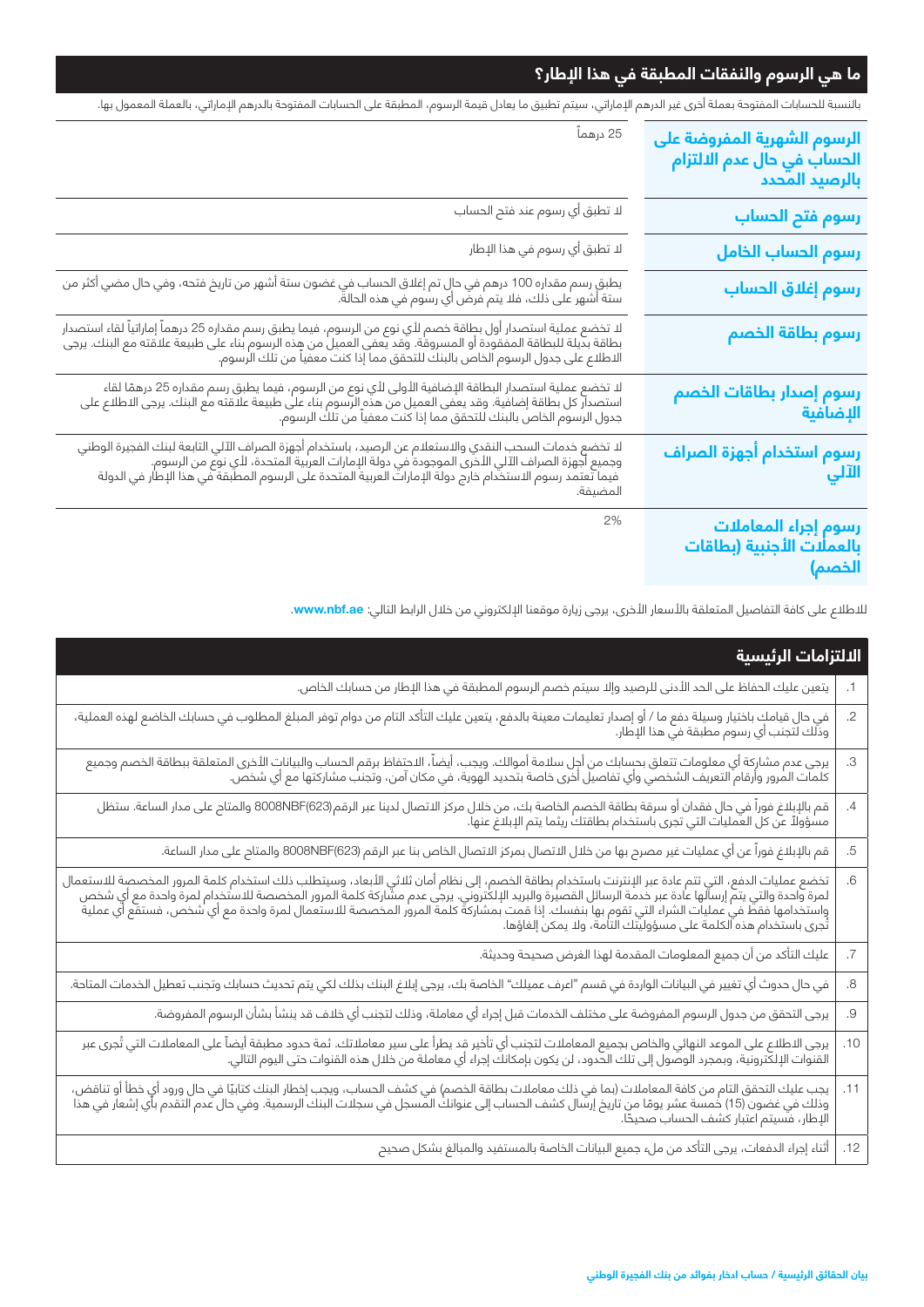## ما هي الرسوم والنفقات المطبقة في هذا الإطار؟

بالنسبة للحسابات المفتوحة بعملة أخرى غير الدرهم الإماراتي، سيتم تطبيق ما يعادل قيمة الرسوم، المطبقة على الحسابات المفتوحة بالدرهم الإماراتي، بالعملة المعمول بها.

| | |
|---|---|
| **الرسوم الشهرية المفروضة على الحساب في حال عدم الالتزام بالرصيد المحدد** | 25 درهماً |
| **رسوم فتح الحساب** | لا تطبق أي رسوم عند فتح الحساب |
| **رسوم الحساب الخامل** | لا تطبق أي رسوم في هذا الإطار |
| **رسوم إغلاق الحساب** | يطبق رسم مقداره 100 درهم في حال تم إغلاق الحساب في غضون ستة أشهر من تاريخ فتحه، وفي حال مضي أكثر من ستة أشهر على ذلك، فلا يتم فرض أي رسوم في هذه الحالة. |
| **رسوم بطاقة الخصم** | لا تخضع عملية استصدار أول بطاقة خصم لأي نوع من الرسوم، فيما يطبق رسم مقداره 25 درهماً إماراتياً لقاء استصدار بطاقة بديلة للبطاقة المفقودة أو المسروقة. وقد يعفى العميل من هذه الرسوم بناء على طبيعة علاقته مع البنك. يرجى الاطلاع على جدول الرسوم الخاص بالبنك للتحقق مما إذا كنت معفياً من تلك الرسوم. |
| **رسوم إصدار بطاقات الخصم الإضافية** | لا تخضع عملية استصدار البطاقة الإضافية الأولى لأي نوع من الرسوم، فيما يطبق رسم مقداره 25 درهمًا لقاء استصدار كل بطاقة إضافية. وقد يعفى العميل من هذه الرسوم بناء على طبيعة علاقته مع البنك. يرجى الاطلاع على جدول الرسوم الخاص بالبنك للتحقق مما إذا كنت معفياً من تلك الرسوم. |
| **رسوم استخدام أجهزة الصراف الآلي** | لا تخضع خدمات السحب النقدي والاستعلام عن الرصيد، باستخدام أجهزة الصراف الآلي التابعة لبنك الفجيرة الوطني وجميع أجهزة الصراف الآلي الأخرى الموجودة في دولة الإمارات العربية المتحدة، لأي نوع من الرسوم. فيما تعتمد رسوم الاستخدام خارج دولة الإمارات العربية المتحدة على الرسوم المطبقة في هذا الإطار في الدولة المضيفة. |
| **رسوم إجراء المعاملات بالعملات الأجنبية (بطاقات الخصم)** | 2% |

للاطلاع على كافة التفاصيل المتعلقة بالأسعار الأخرى، يرجى زيارة موقعنا الإلكتروني من خلال الرابط التالي: **www.nbf.ae**.

## الالتزامات الرئيسية

1. يتعين عليك الحفاظ على الحد الأدنى للرصيد وإلا سيتم خصم الرسوم المطبقة في هذا الإطار من حسابك الخاص.
2. في حال قيامك باختيار وسيلة دفع ما / أو إصدار تعليمات معينة بالدفع، يتعين عليك التأكد التام من دوام توفر المبلغ المطلوب في حسابك الخاضع لهذه العملية، وذلك لتجنب أي رسوم مطبقة في هذا الإطار.
3. يرجى عدم مشاركة أي معلومات تتعلق بحسابك من أجل سلامة أموالك. ويجب، أيضاً، الاحتفاظ برقم الحساب والبيانات الأخرى المتعلقة ببطاقة الخصم وجميع كلمات المرور وأرقام التعريف الشخصي وأي تفاصيل أخرى خاصة بتحديد الهوية، في مكان آمن، وتجنب مشاركتها مع أي شخص.
4. قم بالإبلاغ فوراً في حال فقدان أو سرقة بطاقة الخصم الخاصة بك، من خلال مركز الاتصال لدينا عبر الرقم(623)8008NBF والمتاح على مدار الساعة. ستظل مسؤولاً عن كل العمليات التي تجرى باستخدام بطاقتك ريثما يتم الإبلاغ عنها.
5. قم بالإبلاغ فوراً عن أي عمليات غير مصرح بها من خلال الاتصال بمركز الاتصال الخاص بنا عبر الرقم (623)8008NBF والمتاح على مدار الساعة.
6. تخضع عمليات الدفع، التي تتم عادة عبر الإنترنت باستخدام بطاقة الخصم، إلى نظام أمان ثلاثي الأبعاد، وسيتطلب ذلك استخدام كلمة المرور المخصصة للاستعمال لمرة واحدة والتي يتم إرسالها عادة عبر خدمة الرسائل القصيرة والبريد الإلكتروني. يرجى عدم مشاركة كلمة المرور المخصصة للاستخدام لمرة واحدة مع أي شخص واستخدامها فقط في عمليات الشراء التي تقوم بها بنفسك. إذا قمت بمشاركة كلمة المرور المخصصة للاستعمال لمرة واحدة مع أي شخص، فستقع أي عملية تُجرى باستخدام هذه الكلمة على مسؤوليتك التامة، ولا يمكن إلغاؤها.
7. عليك التأكد من أن جميع المعلومات المقدمة لهذا الغرض صحيحة وحديثة.
8. في حال حدوث أي تغيير في البيانات الواردة في قسم "اعرف عميلك" الخاصة بك، يرجى إبلاغ البنك بذلك لكي يتم تحديث حسابك وتجنب تعطيل الخدمات المتاحة.
9. يرجى التحقق من جدول الرسوم المفروضة على مختلف الخدمات قبل إجراء أي معاملة، وذلك لتجنب أي خلاف قد ينشأ بشأن الرسوم المفروضة.
10. يرجى الاطلاع على الموعد النهائي والخاص بجميع المعاملات لتجنب أي تأخير قد يطرأ على سير معاملاتك. ثمة حدود مطبقة أيضاً على المعاملات التي تُجرى عبر القنوات الإلكترونية، وبمجرد الوصول إلى تلك الحدود، لن يكون بإمكانك إجراء أي معاملة من خلال هذه القنوات حتى اليوم التالي.
11. يجب عليك التحقق التام من كافة المعاملات (بما في ذلك معاملات بطاقة الخصم) في كشف الحساب، ويجب إخطار البنك كتابيًا في حال ورود أي خطأ أو تناقض، وذلك في غضون (15) خمسة عشر يومًا من تاريخ إرسال كشف الحساب إلى عنوانك المسجل في سجلات البنك الرسمية. وفي حال عدم التقدم بأي إشعار في هذا الإطار، فسيتم اعتبار كشف الحساب صحيحًا.
12. أثناء إجراء الدفعات، يرجى التأكد من ملء جميع البيانات الخاصة بالمستفيد والمبالغ بشكل صحيح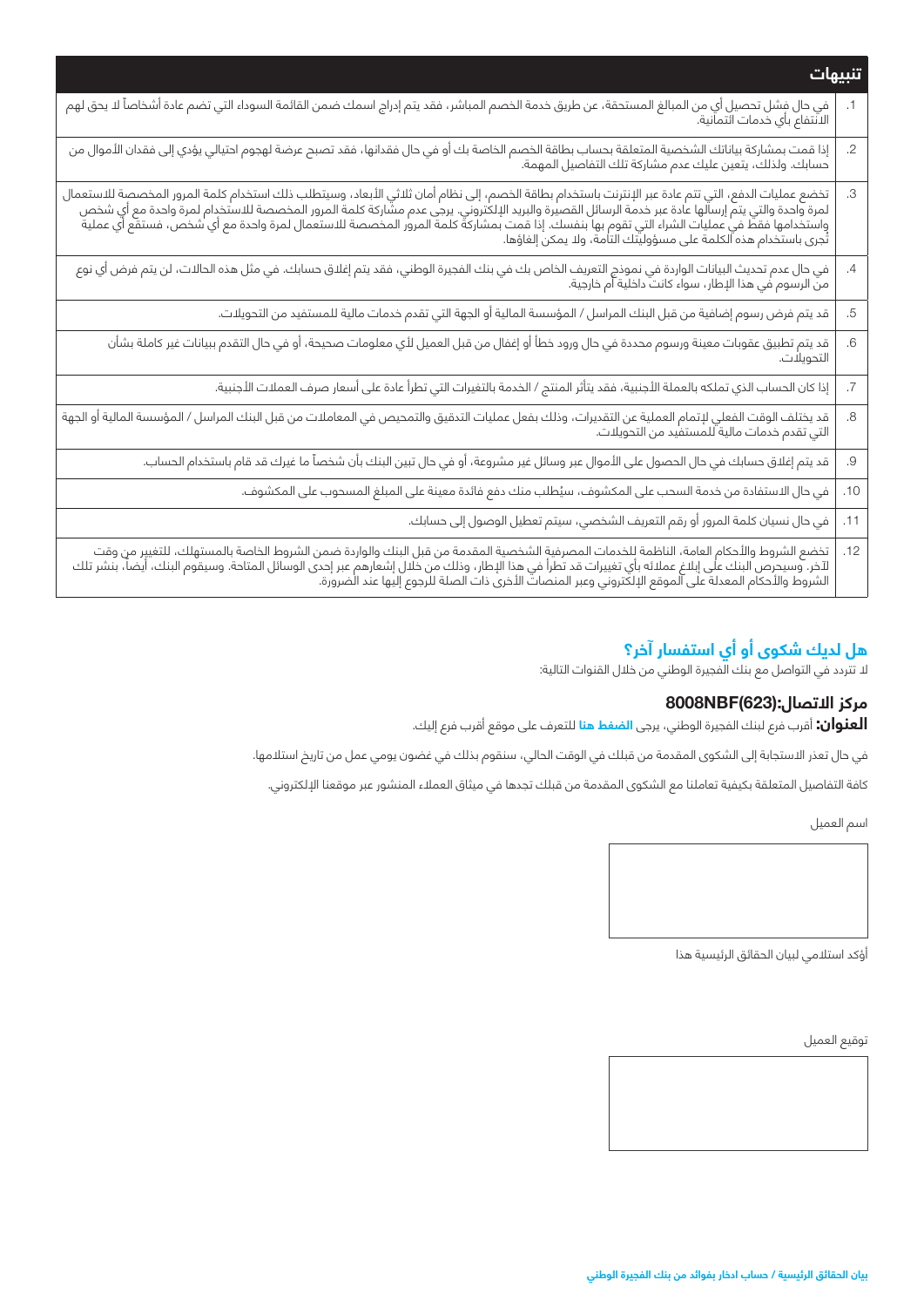## تنبيهات

| | |
|---|---|
| .1 | في حال فشل تحصيل أي من المبالغ المستحقة، عن طريق خدمة الخصم المباشر، فقد يتم إدراج اسمك ضمن القائمة السوداء التي تضم عادة أشخاصاً لا يحق لهم الانتفاع بأي خدمات ائتمانية. |
| .2 | إذا قمت بمشاركة بياناتك الشخصية المتعلقة بحساب بطاقة الخصم الخاصة بك أو في حال فقدانها، فقد تصبح عرضة لهجوم احتيالي يؤدي إلى فقدان الأموال من حسابك. ولذلك، يتعين عليك عدم مشاركة تلك التفاصيل المهمة. |
| .3 | تخضع عمليات الدفع، التي تتم عادة عبر الإنترنت باستخدام بطاقة الخصم، إلى نظام أمان ثلاثي الأبعاد، وسيتطلب ذلك استخدام كلمة المرور المخصصة للاستعمال لمرة واحدة والتي يتم إرسالها عادة عبر خدمة الرسائل القصيرة والبريد الإلكتروني. يرجى عدم مشاركة كلمة المرور المخصصة للاستخدام لمرة واحدة مع أي شخص واستخدامها فقط في عمليات الشراء التي تقوم بها بنفسك. إذا قمت بمشاركة كلمة المرور المخصصة للاستعمال لمرة واحدة مع أي شخص، فستقع أي عملية تُجرى باستخدام هذه الكلمة على مسؤوليتك التامة، ولا يمكن إلغاؤها. |
| .4 | في حال عدم تحديث البيانات الواردة في نموذج التعريف الخاص بك في بنك الفجيرة الوطني، فقد يتم إغلاق حسابك. في مثل هذه الحالات، لن يتم فرض أي نوع من الرسوم في هذا الإطار، سواء كانت داخلية أم خارجية. |
| .5 | قد يتم فرض رسوم إضافية من قبل البنك المراسل / المؤسسة المالية أو الجهة التي تقدم خدمات مالية للمستفيد من التحويلات. |
| .6 | قد يتم تطبيق عقوبات معينة ورسوم محددة في حال ورود خطأ أو إغفال من قبل العميل لأي معلومات صحيحة، أو في حال التقدم ببيانات غير كاملة بشأن التحويلات. |
| .7 | إذا كان الحساب الذي تملكه بالعملة الأجنبية، فقد يتأثر المنتج / الخدمة بالتغيرات التي تطرأ عادة على أسعار صرف العملات الأجنبية. |
| .8 | قد يختلف الوقت الفعلي لإتمام العملية عن التقديرات، وذلك بفعل عمليات التدقيق والتمحيص في المعاملات من قبل البنك المراسل / المؤسسة المالية أو الجهة التي تقدم خدمات مالية للمستفيد من التحويلات. |
| .9 | قد يتم إغلاق حسابك في حال الحصول على الأموال عبر وسائل غير مشروعة، أو في حال تبين البنك بأن شخصاً ما غيرك قد قام باستخدام الحساب. |
| .10 | في حال الاستفادة من خدمة السحب على المكشوف، سيُطلب منك دفع فائدة معينة على المبلغ المسحوب على المكشوف. |
| .11 | في حال نسيان كلمة المرور أو رقم التعريف الشخصي، سيتم تعطيل الوصول إلى حسابك. |
| .12 | تخضع الشروط والأحكام العامة، الناظمة للخدمات المصرفية الشخصية المقدمة من قبل البنك والواردة ضمن الشروط الخاصة بالمستهلك، للتغيير من وقت لآخر. وسيحرص البنك على إبلاغ عملائه بأي تغييرات قد تطرأ في هذا الإطار، وذلك من خلال إشعارهم عبر إحدى الوسائل المتاحة. وسيقوم البنك، أيضاً، بنشر تلك الشروط والأحكام المعدلة على الموقع الإلكتروني وعبر المنصات الأخرى ذات الصلة للرجوع إليها عند الضرورة. |

## هل لديك شكوى أو أي استفسار آخر؟

لا تتردد في التواصل مع بنك الفجيرة الوطني من خلال القنوات التالية:

### مركز الاتصال:(623)8008NBF

**العنوان:** أقرب فرع لبنك الفجيرة الوطني، يرجى **الضغط هنا** للتعرف على موقع أقرب فرع إليك.

في حال تعذر الاستجابة إلى الشكوى المقدمة من قبلك في الوقت الحالي، سنقوم بذلك في غضون يومي عمل من تاريخ استلامها.

كافة التفاصيل المتعلقة بكيفية تعاملنا مع الشكوى المقدمة من قبلك تجدها في ميثاق العملاء المنشور عبر موقعنا الإلكتروني.

اسم العميل

أؤكد استلامي لبيان الحقائق الرئيسية هذا

توقيع العميل